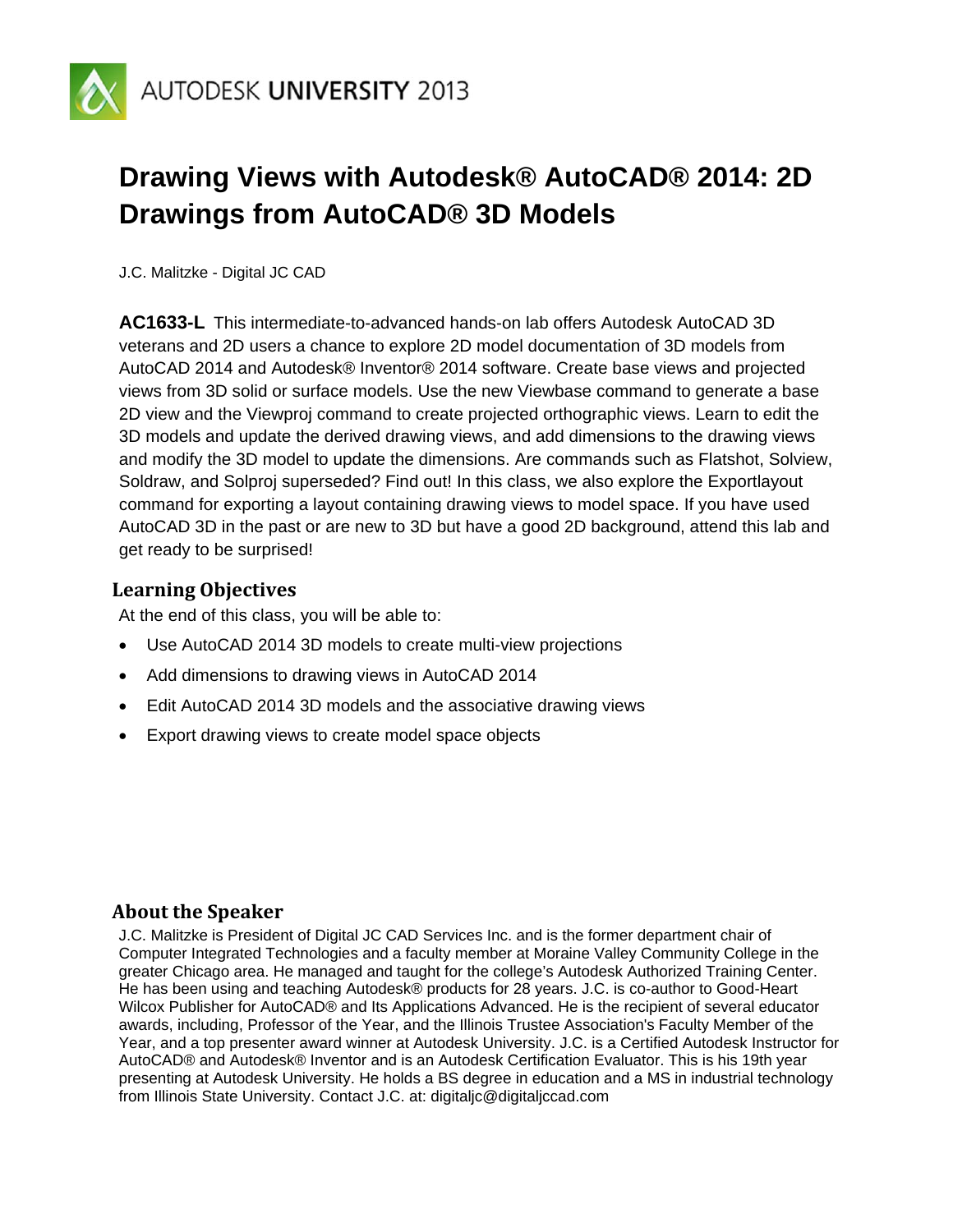# Drawing Views with Autodesk® AutoCAD® 2014: 2D Drawings from AutoCAD® 3D Models

J.C. Malitzke - Digital JC CAD

**AC1633-L** This intermediate-to-advanced hands-on lab offers Autodesk AutoCAD 3D veterans and 2D users a chance to explore 2D model documentation of 3D models from AutoCAD 2014 and Autodesk® Inventor® 2014 software. Create base views and projected views from 3D solid or surface models. Use the new Viewbase command to generate a base 2D view and the Viewproj command to create projected orthographic views. Learn to edit the 3D models and update the derived drawing views, and add dimensions to the drawing views and modify the 3D model to update the dimensions. Are commands such as Flatshot, Solview, Soldraw, and Solproj superseded? Find out! In this class, we also explore the Exportlayout command for exporting a layout containing drawing views to model space. If you have used AutoCAD 3D in the past or are new to 3D but have a good 2D background, attend this lab and get ready to be surprised!

## Learning Objectives

At the end of this class, you will be able to:

- Use AutoCAD 2014 3D models to create multi-view projections
- Add dimensions to drawing views in AutoCAD 2014
- Edit AutoCAD 2014 3D models and the associative drawing views
- Export drawing views to create model space objects

## About the Speaker

J.C. Malitzke is President of Digital JC CAD Services Inc. and is the former department chair of Computer Integrated Technologies and a faculty member at Moraine Valley Community College in the greater Chicago area. He managed and taught for the college's Autodesk Authorized Training Center. He has been using and teaching Autodesk® products for 28 years. J.C. is co-author to Good-Heart Wilcox Publisher for AutoCAD® and Its Applications Advanced. He is the recipient of several educator awards, including, Professor of the Year, and the Illinois Trustee Association's Faculty Member of the Year, and a top presenter award winner at Autodesk University. J.C. is a Certified Autodesk Instructor for AutoCAD® and Autodesk® Inventor and is an Autodesk Certification Evaluator. This is his 19th year presenting at Autodesk University. He holds a BS degree in education and a MS in industrial technology from Illinois State University. Contact J.C. at: digitaljc@digitaljccad.com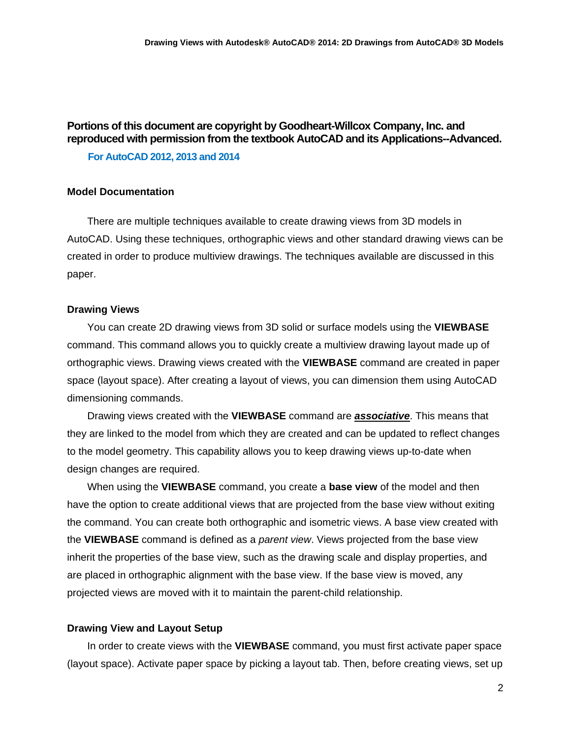**Portions of this document are copyright by Goodheart-Willcox Company, Inc. and reproduced with permission from the textbook AutoCAD and its Applications--Advanced.**

**For AutoCAD 2012, 2013 and 2014**

### Model Documentation

There are multiple techniques available to create drawing views from 3D models in AutoCAD. Using these techniques, orthographic views and other standard drawing views can be created in order to produce multiview drawings. The techniques available are discussed in this paper.

### Drawing Views

You can create 2D drawing views from 3D solid or surface models using the **VIEWBASE** command. This command allows you to quickly create a multiview drawing layout made up of orthographic views. Drawing views created with the **VIEWBASE** command are created in paper space (layout space). After creating a layout of views, you can dimension them using AutoCAD dimensioning commands.

Drawing views created with the **VIEWBASE** command are ***associative***. This means that they are linked to the model from which they are created and can be updated to reflect changes to the model geometry. This capability allows you to keep drawing views up-to-date when design changes are required.

When using the **VIEWBASE** command, you create a **base view** of the model and then have the option to create additional views that are projected from the base view without exiting the command. You can create both orthographic and isometric views. A base view created with the **VIEWBASE** command is defined as a *parent view*. Views projected from the base view inherit the properties of the base view, such as the drawing scale and display properties, and are placed in orthographic alignment with the base view. If the base view is moved, any projected views are moved with it to maintain the parent-child relationship.

### Drawing View and Layout Setup

In order to create views with the **VIEWBASE** command, you must first activate paper space (layout space). Activate paper space by picking a layout tab. Then, before creating views, set up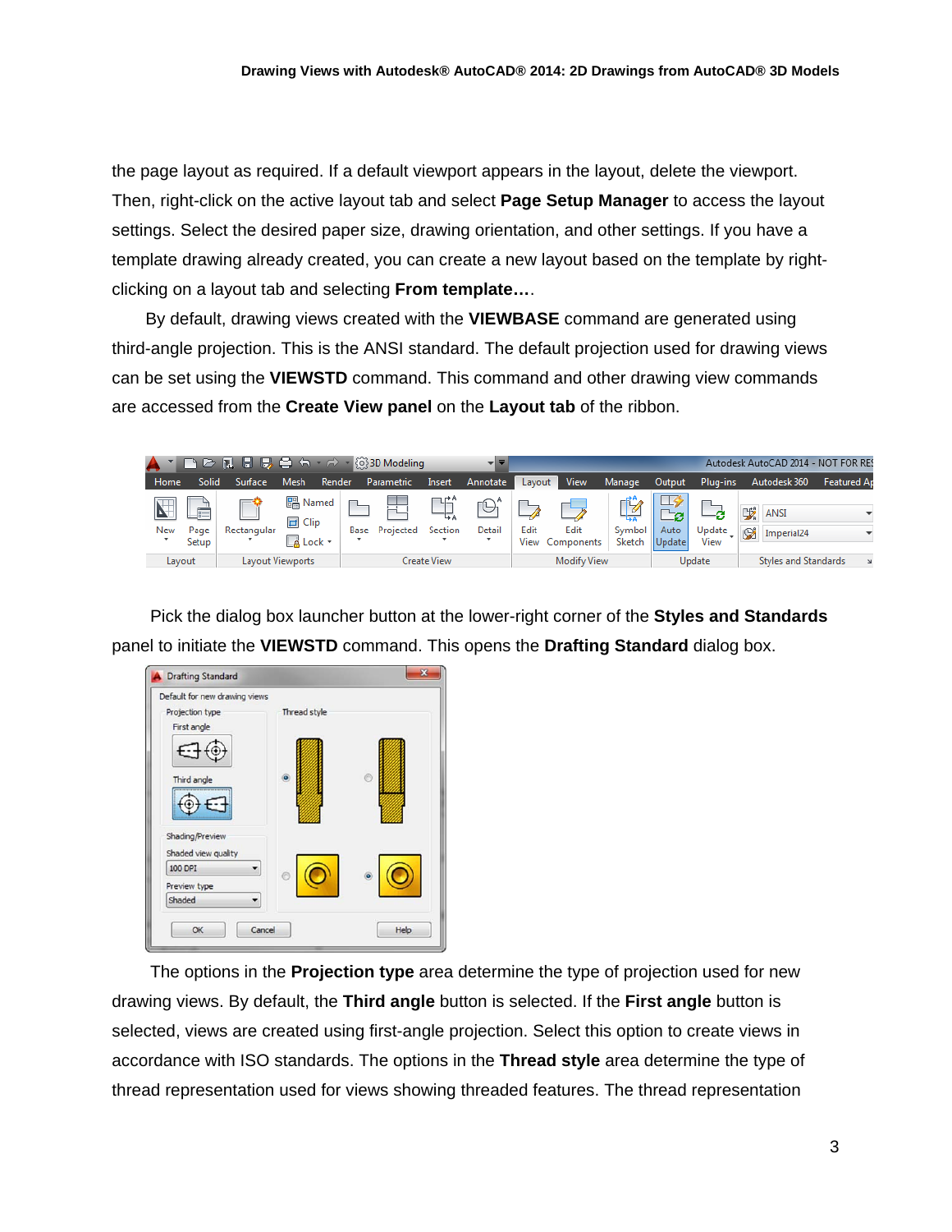the page layout as required. If a default viewport appears in the layout, delete the viewport. Then, right-click on the active layout tab and select **Page Setup Manager** to access the layout settings. Select the desired paper size, drawing orientation, and other settings. If you have a template drawing already created, you can create a new layout based on the template by right-clicking on a layout tab and selecting **From template…**.

By default, drawing views created with the **VIEWBASE** command are generated using third-angle projection. This is the ANSI standard. The default projection used for drawing views can be set using the **VIEWSTD** command. This command and other drawing view commands are accessed from the **Create View panel** on the **Layout tab** of the ribbon.

Pick the dialog box launcher button at the lower-right corner of the **Styles and Standards** panel to initiate the **VIEWSTD** command. This opens the **Drafting Standard** dialog box.

The options in the **Projection type** area determine the type of projection used for new drawing views. By default, the **Third angle** button is selected. If the **First angle** button is selected, views are created using first-angle projection. Select this option to create views in accordance with ISO standards. The options in the **Thread style** area determine the type of thread representation used for views showing threaded features. The thread representation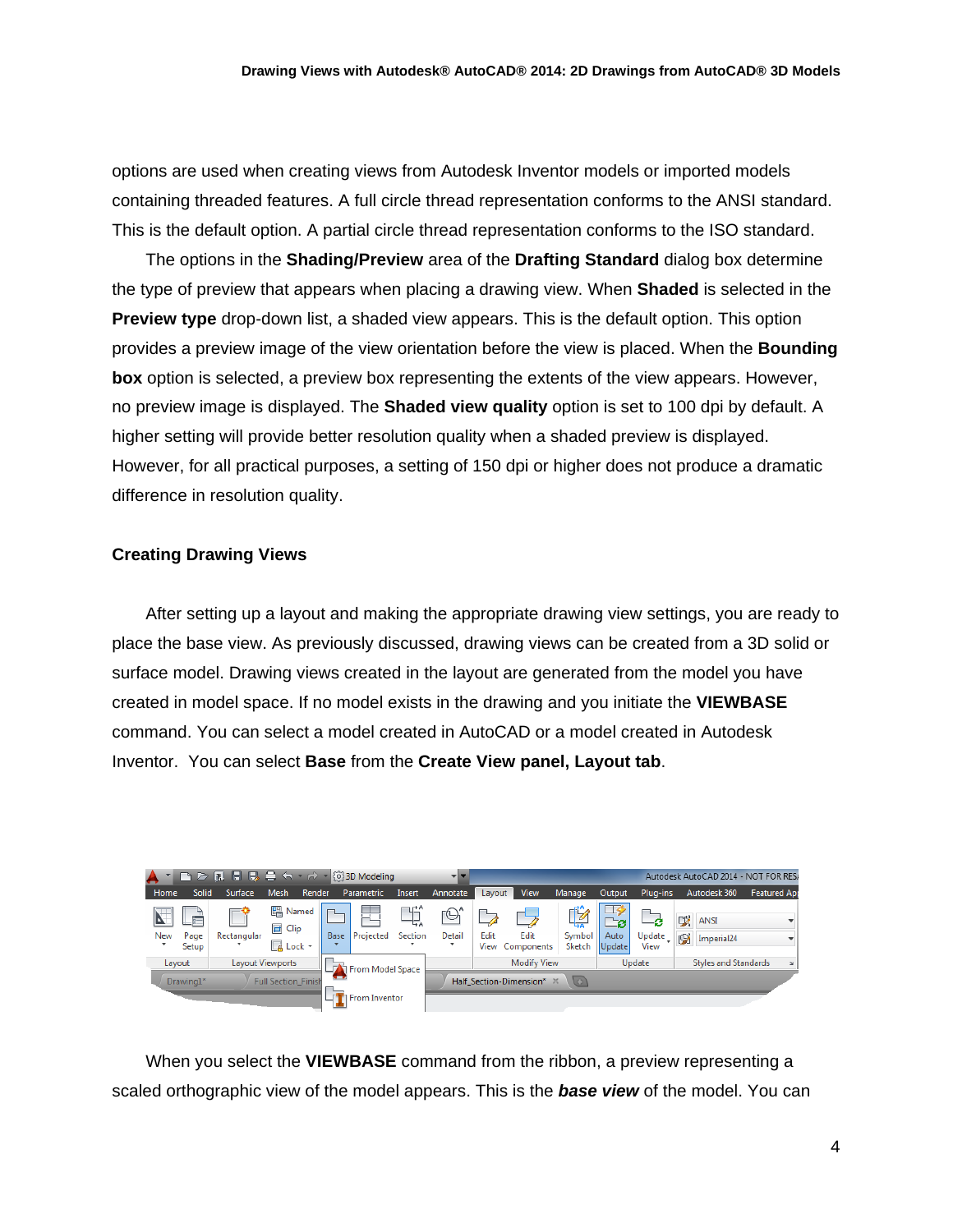options are used when creating views from Autodesk Inventor models or imported models containing threaded features. A full circle thread representation conforms to the ANSI standard. This is the default option. A partial circle thread representation conforms to the ISO standard.

The options in the **Shading/Preview** area of the **Drafting Standard** dialog box determine the type of preview that appears when placing a drawing view. When **Shaded** is selected in the **Preview type** drop-down list, a shaded view appears. This is the default option. This option provides a preview image of the view orientation before the view is placed. When the **Bounding box** option is selected, a preview box representing the extents of the view appears. However, no preview image is displayed. The **Shaded view quality** option is set to 100 dpi by default. A higher setting will provide better resolution quality when a shaded preview is displayed. However, for all practical purposes, a setting of 150 dpi or higher does not produce a dramatic difference in resolution quality.

## Creating Drawing Views

After setting up a layout and making the appropriate drawing view settings, you are ready to place the base view. As previously discussed, drawing views can be created from a 3D solid or surface model. Drawing views created in the layout are generated from the model you have created in model space. If no model exists in the drawing and you initiate the **VIEWBASE** command. You can select a model created in AutoCAD or a model created in Autodesk Inventor. You can select **Base** from the **Create View panel, Layout tab**.

When you select the **VIEWBASE** command from the ribbon, a preview representing a scaled orthographic view of the model appears. This is the ***base view*** of the model. You can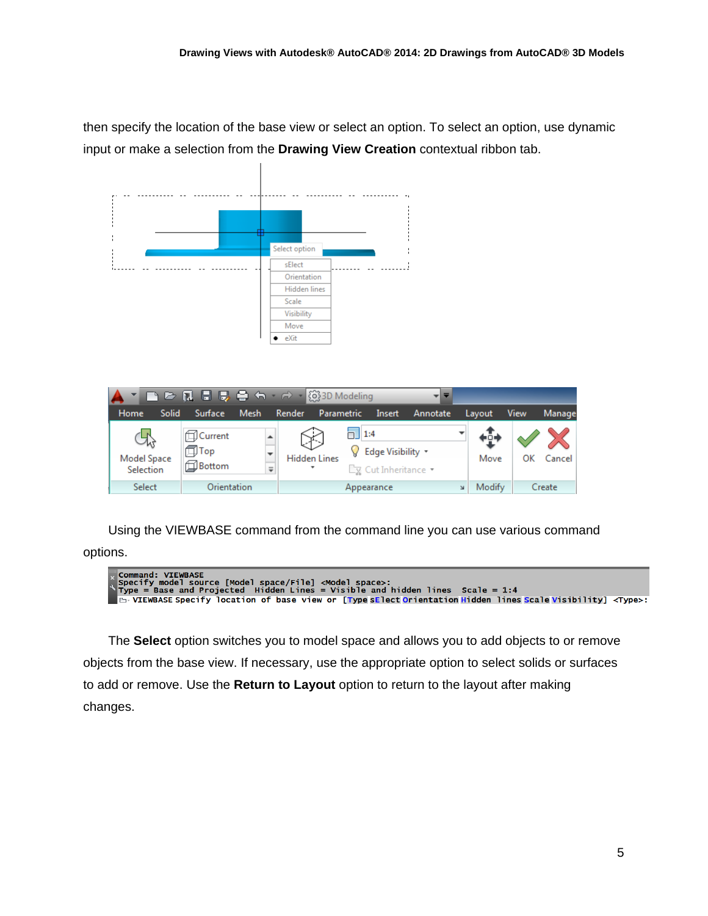then specify the location of the base view or select an option. To select an option, use dynamic input or make a selection from the **Drawing View Creation** contextual ribbon tab.

Using the VIEWBASE command from the command line you can use various command options.

```
Command: VIEWBASE
Specify model source [Model space/File] <Model space>:
Type = Base and Projected  Hidden Lines = Visible and hidden lines  Scale = 1:4
VIEWBASE Specify location of base view or [Type sElect Orientation Hidden lines Scale Visibility] <Type>:
```

The **Select** option switches you to model space and allows you to add objects to or remove objects from the base view. If necessary, use the appropriate option to select solids or surfaces to add or remove. Use the **Return to Layout** option to return to the layout after making changes.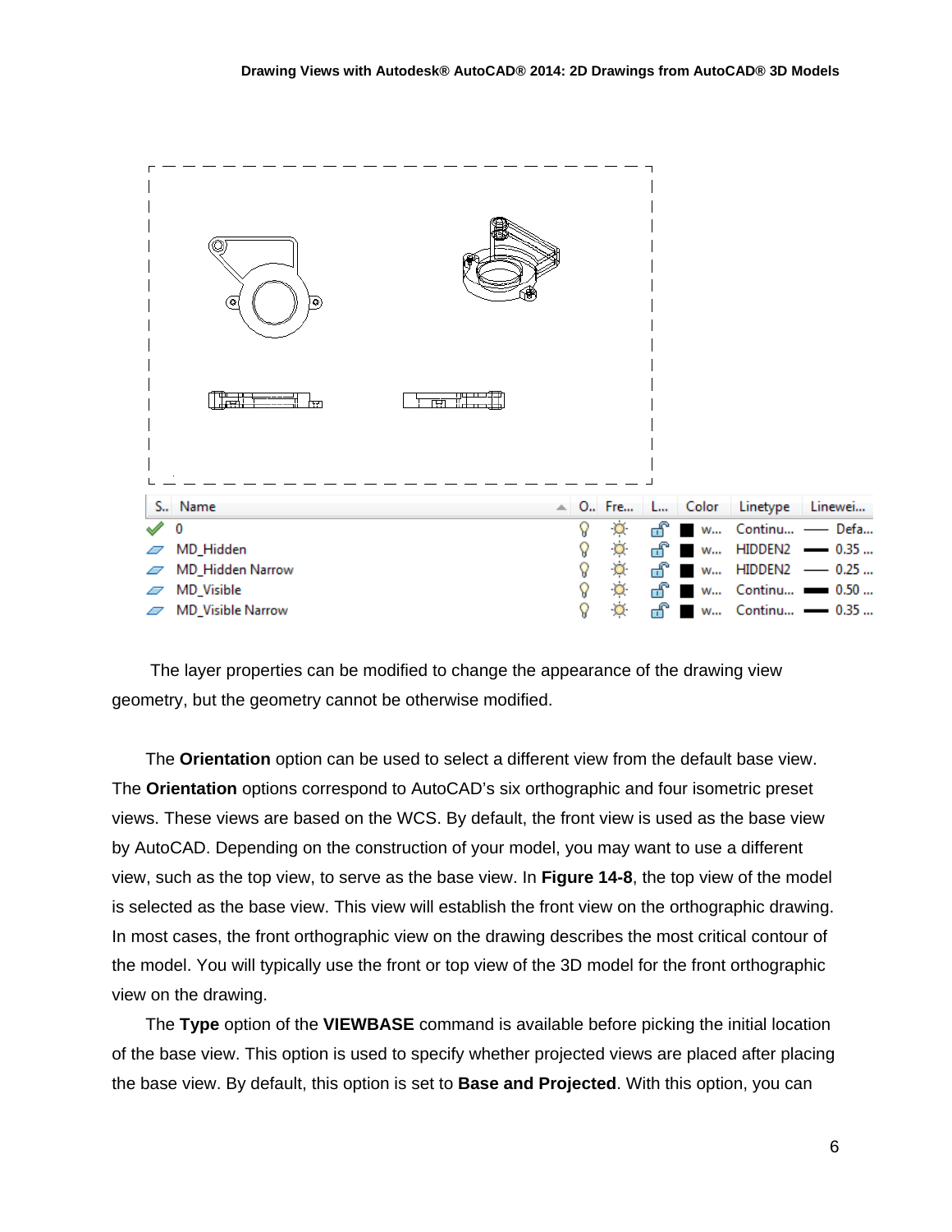| S.. | Name | O.. | Fre... | L... | Color | | Linetype | Linewei... |
|---|---|---|---|---|---|---|---|---|
| ✓ | 0 | | | | ■ | w... | Continu... | —— Defa... |
| | MD_Hidden | | | | ■ | w... | HIDDEN2 | 0.35 ... |
| | MD_Hidden Narrow | | | | ■ | w... | HIDDEN2 | —— 0.25 ... |
| | MD_Visible | | | | ■ | w... | Continu... | 0.50 ... |
| | MD_Visible Narrow | | | | ■ | w... | Continu... | 0.35 ... |

The layer properties can be modified to change the appearance of the drawing view geometry, but the geometry cannot be otherwise modified.

The **Orientation** option can be used to select a different view from the default base view. The **Orientation** options correspond to AutoCAD's six orthographic and four isometric preset views. These views are based on the WCS. By default, the front view is used as the base view by AutoCAD. Depending on the construction of your model, you may want to use a different view, such as the top view, to serve as the base view. In **Figure 14-8**, the top view of the model is selected as the base view. This view will establish the front view on the orthographic drawing. In most cases, the front orthographic view on the drawing describes the most critical contour of the model. You will typically use the front or top view of the 3D model for the front orthographic view on the drawing.

The **Type** option of the **VIEWBASE** command is available before picking the initial location of the base view. This option is used to specify whether projected views are placed after placing the base view. By default, this option is set to **Base and Projected**. With this option, you can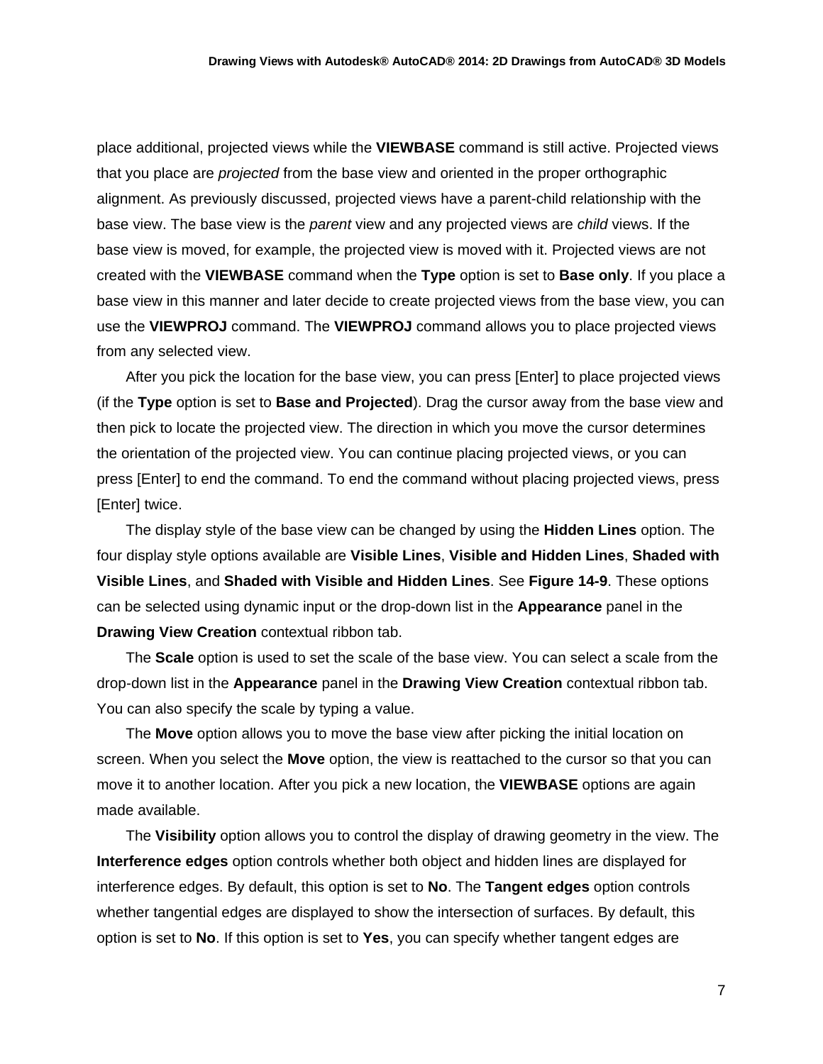place additional, projected views while the **VIEWBASE** command is still active. Projected views that you place are *projected* from the base view and oriented in the proper orthographic alignment. As previously discussed, projected views have a parent-child relationship with the base view. The base view is the *parent* view and any projected views are *child* views. If the base view is moved, for example, the projected view is moved with it. Projected views are not created with the **VIEWBASE** command when the **Type** option is set to **Base only**. If you place a base view in this manner and later decide to create projected views from the base view, you can use the **VIEWPROJ** command. The **VIEWPROJ** command allows you to place projected views from any selected view.

After you pick the location for the base view, you can press [Enter] to place projected views (if the **Type** option is set to **Base and Projected**). Drag the cursor away from the base view and then pick to locate the projected view. The direction in which you move the cursor determines the orientation of the projected view. You can continue placing projected views, or you can press [Enter] to end the command. To end the command without placing projected views, press [Enter] twice.

The display style of the base view can be changed by using the **Hidden Lines** option. The four display style options available are **Visible Lines**, **Visible and Hidden Lines**, **Shaded with Visible Lines**, and **Shaded with Visible and Hidden Lines**. See **Figure 14-9**. These options can be selected using dynamic input or the drop-down list in the **Appearance** panel in the **Drawing View Creation** contextual ribbon tab.

The **Scale** option is used to set the scale of the base view. You can select a scale from the drop-down list in the **Appearance** panel in the **Drawing View Creation** contextual ribbon tab. You can also specify the scale by typing a value.

The **Move** option allows you to move the base view after picking the initial location on screen. When you select the **Move** option, the view is reattached to the cursor so that you can move it to another location. After you pick a new location, the **VIEWBASE** options are again made available.

The **Visibility** option allows you to control the display of drawing geometry in the view. The **Interference edges** option controls whether both object and hidden lines are displayed for interference edges. By default, this option is set to **No**. The **Tangent edges** option controls whether tangential edges are displayed to show the intersection of surfaces. By default, this option is set to **No**. If this option is set to **Yes**, you can specify whether tangent edges are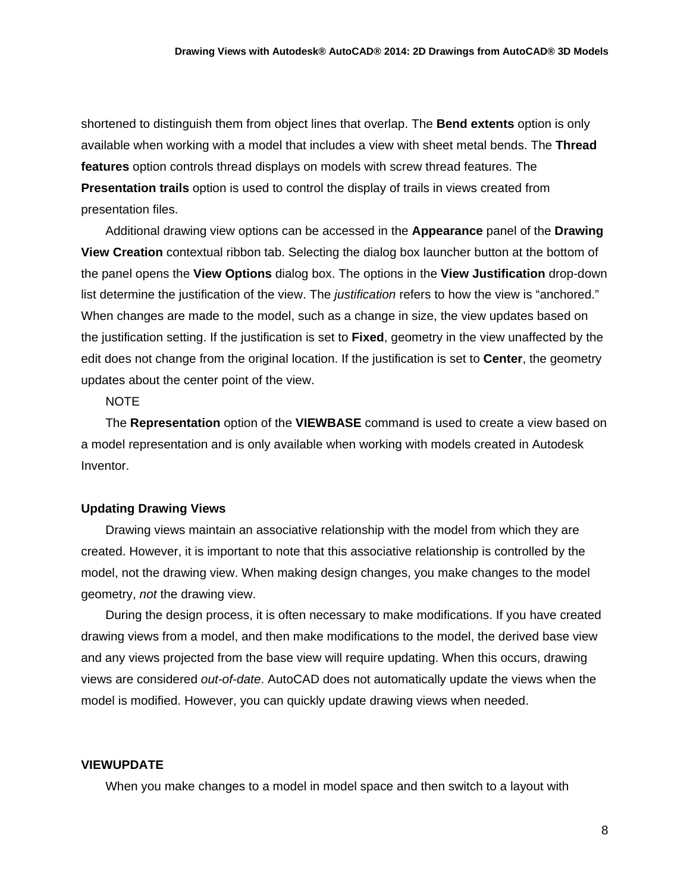shortened to distinguish them from object lines that overlap. The **Bend extents** option is only available when working with a model that includes a view with sheet metal bends. The **Thread features** option controls thread displays on models with screw thread features. The **Presentation trails** option is used to control the display of trails in views created from presentation files.

Additional drawing view options can be accessed in the **Appearance** panel of the **Drawing View Creation** contextual ribbon tab. Selecting the dialog box launcher button at the bottom of the panel opens the **View Options** dialog box. The options in the **View Justification** drop-down list determine the justification of the view. The *justification* refers to how the view is "anchored." When changes are made to the model, such as a change in size, the view updates based on the justification setting. If the justification is set to **Fixed**, geometry in the view unaffected by the edit does not change from the original location. If the justification is set to **Center**, the geometry updates about the center point of the view.

NOTE

The **Representation** option of the **VIEWBASE** command is used to create a view based on a model representation and is only available when working with models created in Autodesk Inventor.

### Updating Drawing Views

Drawing views maintain an associative relationship with the model from which they are created. However, it is important to note that this associative relationship is controlled by the model, not the drawing view. When making design changes, you make changes to the model geometry, *not* the drawing view.

During the design process, it is often necessary to make modifications. If you have created drawing views from a model, and then make modifications to the model, the derived base view and any views projected from the base view will require updating. When this occurs, drawing views are considered *out-of-date*. AutoCAD does not automatically update the views when the model is modified. However, you can quickly update drawing views when needed.

### VIEWUPDATE

When you make changes to a model in model space and then switch to a layout with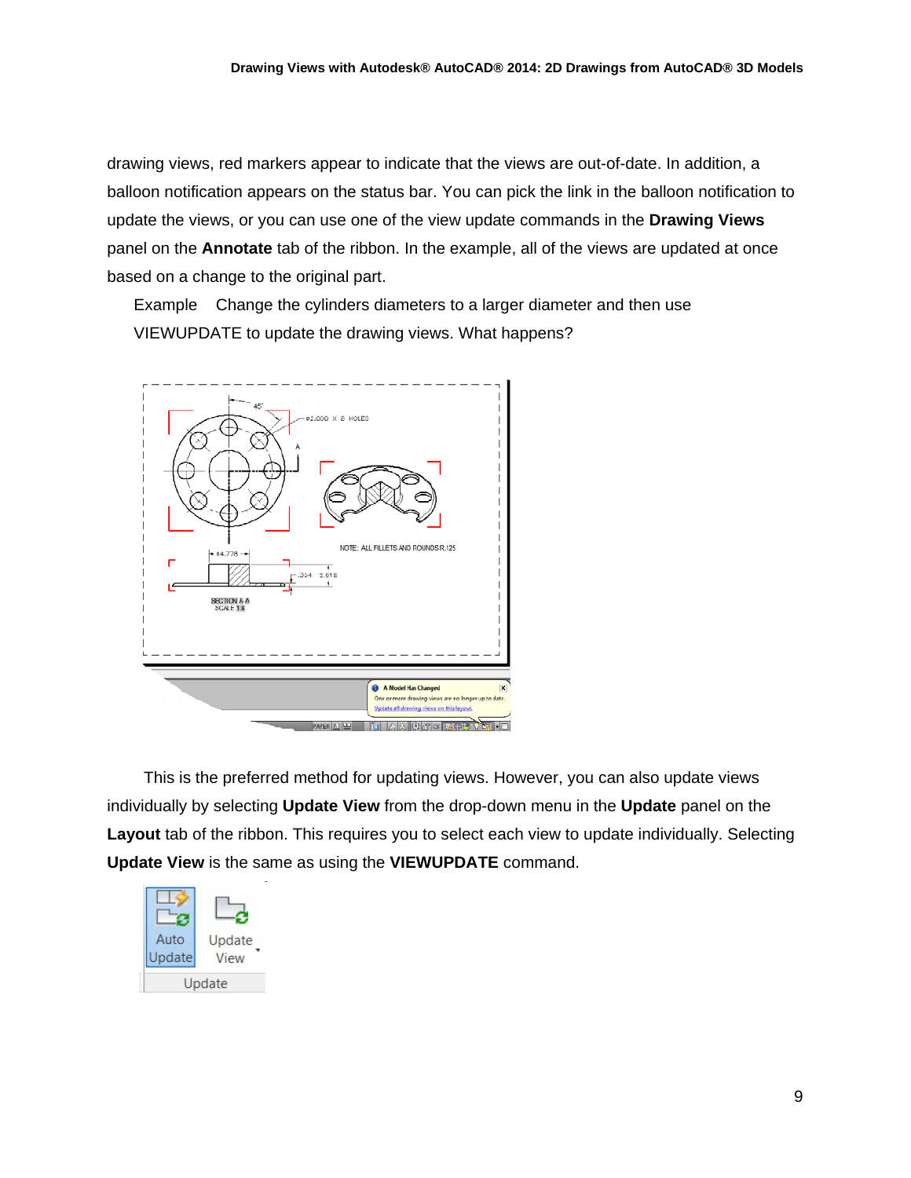drawing views, red markers appear to indicate that the views are out-of-date. In addition, a balloon notification appears on the status bar. You can pick the link in the balloon notification to update the views, or you can use one of the view update commands in the **Drawing Views** panel on the **Annotate** tab of the ribbon. In the example, all of the views are updated at once based on a change to the original part.

Example  Change the cylinders diameters to a larger diameter and then use VIEWUPDATE to update the drawing views. What happens?

This is the preferred method for updating views. However, you can also update views individually by selecting **Update View** from the drop-down menu in the **Update** panel on the **Layout** tab of the ribbon. This requires you to select each view to update individually. Selecting **Update View** is the same as using the **VIEWUPDATE** command.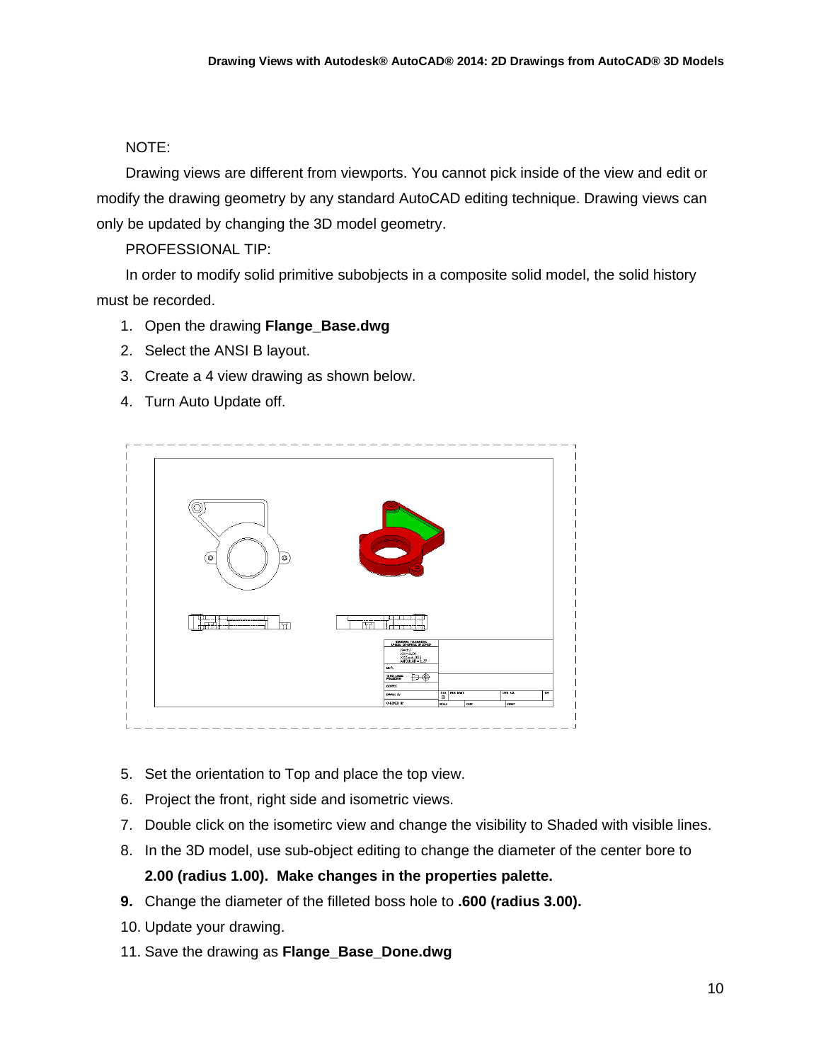NOTE:

Drawing views are different from viewports. You cannot pick inside of the view and edit or modify the drawing geometry by any standard AutoCAD editing technique. Drawing views can only be updated by changing the 3D model geometry.

PROFESSIONAL TIP:

In order to modify solid primitive subobjects in a composite solid model, the solid history must be recorded.

1. Open the drawing **Flange_Base.dwg**
2. Select the ANSI B layout.
3. Create a 4 view drawing as shown below.
4. Turn Auto Update off.

5. Set the orientation to Top and place the top view.
6. Project the front, right side and isometric views.
7. Double click on the isometirc view and change the visibility to Shaded with visible lines.
8. In the 3D model, use sub-object editing to change the diameter of the center bore to **2.00 (radius 1.00). Make changes in the properties palette.**
9. Change the diameter of the filleted boss hole to **.600 (radius 3.00).**
10. Update your drawing.
11. Save the drawing as **Flange_Base_Done.dwg**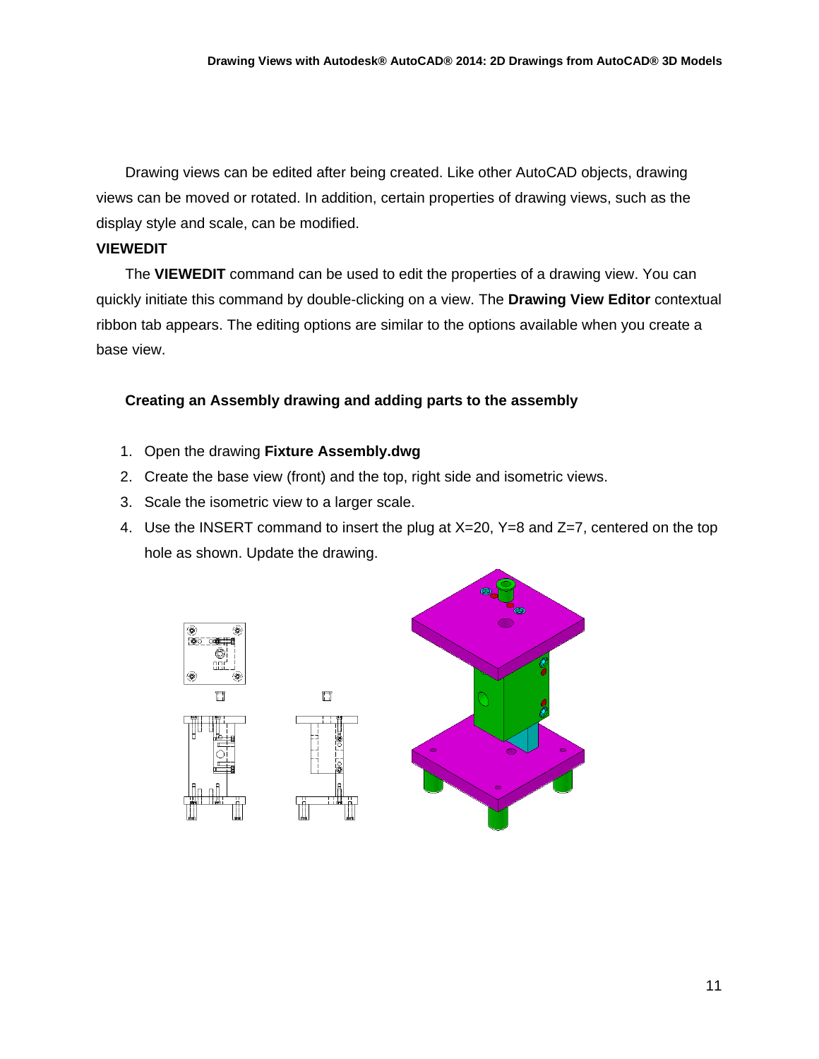Drawing views can be edited after being created. Like other AutoCAD objects, drawing views can be moved or rotated. In addition, certain properties of drawing views, such as the display style and scale, can be modified.

**VIEWEDIT**

The **VIEWEDIT** command can be used to edit the properties of a drawing view. You can quickly initiate this command by double-clicking on a view. The **Drawing View Editor** contextual ribbon tab appears. The editing options are similar to the options available when you create a base view.

**Creating an Assembly drawing and adding parts to the assembly**

1. Open the drawing **Fixture Assembly.dwg**
2. Create the base view (front) and the top, right side and isometric views.
3. Scale the isometric view to a larger scale.
4. Use the INSERT command to insert the plug at X=20, Y=8 and Z=7, centered on the top hole as shown. Update the drawing.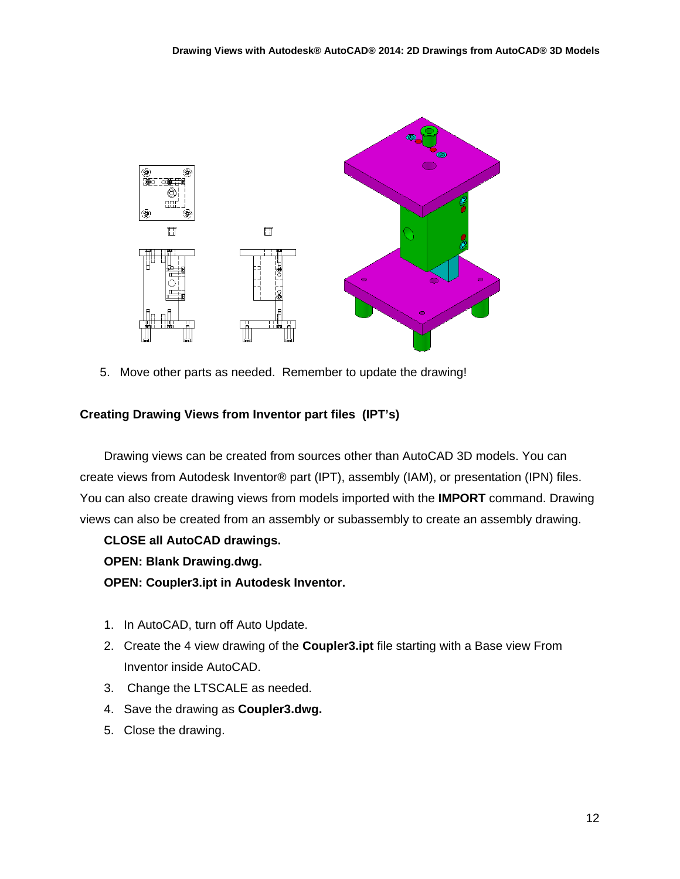5. Move other parts as needed. Remember to update the drawing!

## Creating Drawing Views from Inventor part files (IPT's)

Drawing views can be created from sources other than AutoCAD 3D models. You can create views from Autodesk Inventor® part (IPT), assembly (IAM), or presentation (IPN) files. You can also create drawing views from models imported with the **IMPORT** command. Drawing views can also be created from an assembly or subassembly to create an assembly drawing.

**CLOSE all AutoCAD drawings.**

**OPEN: Blank Drawing.dwg.**

**OPEN: Coupler3.ipt in Autodesk Inventor.**

1. In AutoCAD, turn off Auto Update.
2. Create the 4 view drawing of the **Coupler3.ipt** file starting with a Base view From Inventor inside AutoCAD.
3. Change the LTSCALE as needed.
4. Save the drawing as **Coupler3.dwg.**
5. Close the drawing.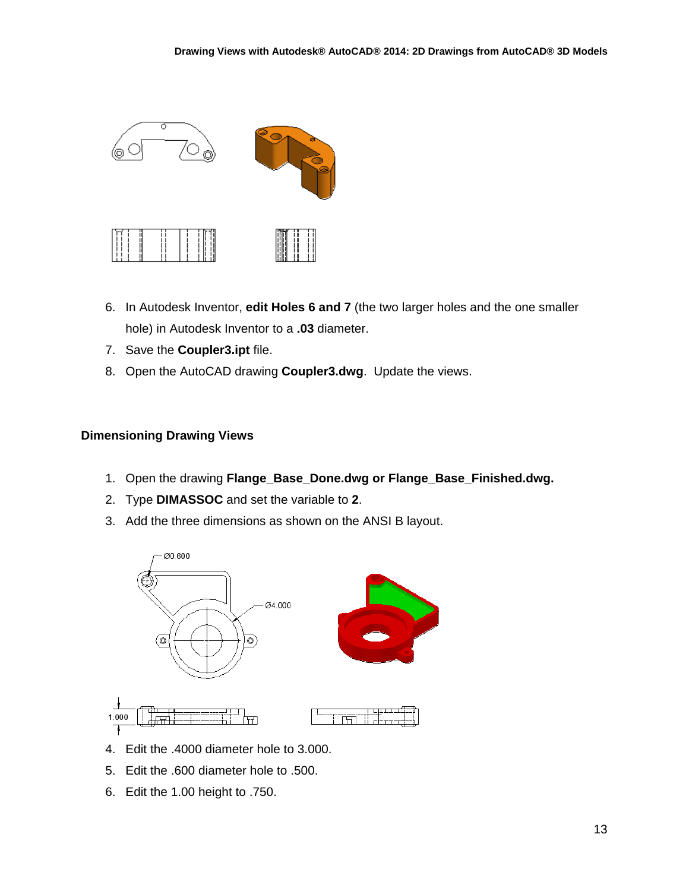6. In Autodesk Inventor, **edit Holes 6 and 7** (the two larger holes and the one smaller hole) in Autodesk Inventor to a **.03** diameter.
7. Save the **Coupler3.ipt** file.
8. Open the AutoCAD drawing **Coupler3.dwg**. Update the views.

## Dimensioning Drawing Views

1. Open the drawing **Flange_Base_Done.dwg or Flange_Base_Finished.dwg.**
2. Type **DIMASSOC** and set the variable to **2**.
3. Add the three dimensions as shown on the ANSI B layout.
4. Edit the .4000 diameter hole to 3.000.
5. Edit the .600 diameter hole to .500.
6. Edit the 1.00 height to .750.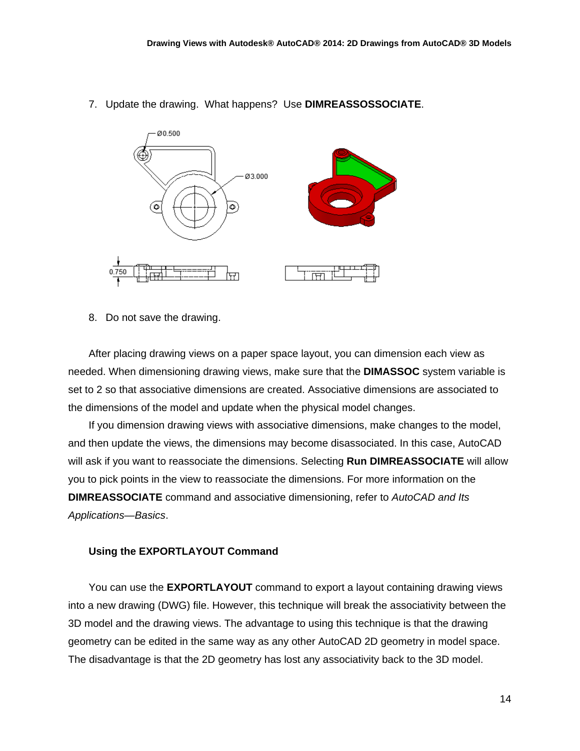7. Update the drawing. What happens? Use **DIMREASSOSSOCIATE**.

8. Do not save the drawing.

After placing drawing views on a paper space layout, you can dimension each view as needed. When dimensioning drawing views, make sure that the **DIMASSOC** system variable is set to 2 so that associative dimensions are created. Associative dimensions are associated to the dimensions of the model and update when the physical model changes.

If you dimension drawing views with associative dimensions, make changes to the model, and then update the views, the dimensions may become disassociated. In this case, AutoCAD will ask if you want to reassociate the dimensions. Selecting **Run DIMREASSOCIATE** will allow you to pick points in the view to reassociate the dimensions. For more information on the **DIMREASSOCIATE** command and associative dimensioning, refer to *AutoCAD and Its Applications—Basics*.

### Using the EXPORTLAYOUT Command

You can use the **EXPORTLAYOUT** command to export a layout containing drawing views into a new drawing (DWG) file. However, this technique will break the associativity between the 3D model and the drawing views. The advantage to using this technique is that the drawing geometry can be edited in the same way as any other AutoCAD 2D geometry in model space. The disadvantage is that the 2D geometry has lost any associativity back to the 3D model.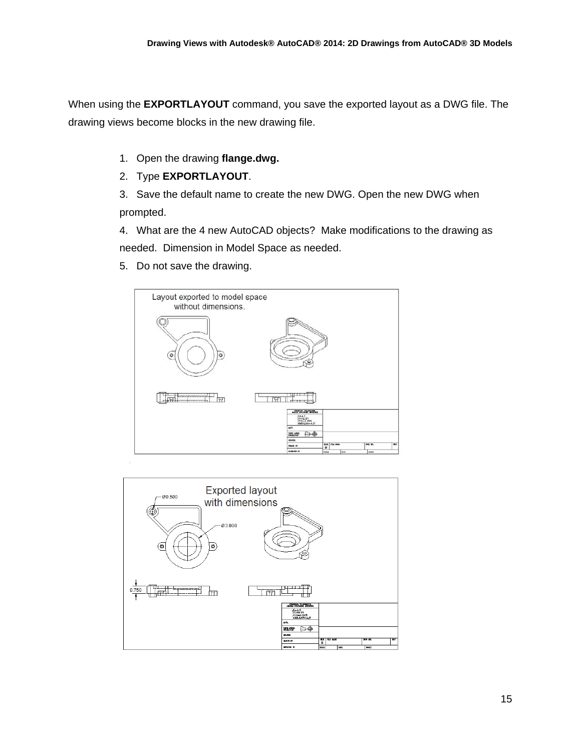When using the **EXPORTLAYOUT** command, you save the exported layout as a DWG file. The drawing views become blocks in the new drawing file.

1. Open the drawing **flange.dwg.**
2. Type **EXPORTLAYOUT**.
3. Save the default name to create the new DWG. Open the new DWG when prompted.
4. What are the 4 new AutoCAD objects? Make modifications to the drawing as needed. Dimension in Model Space as needed.
5. Do not save the drawing.

Layout exported to model space without dimensions.

Exported layout with dimensions

Ø0.500

Ø3.000

0.750